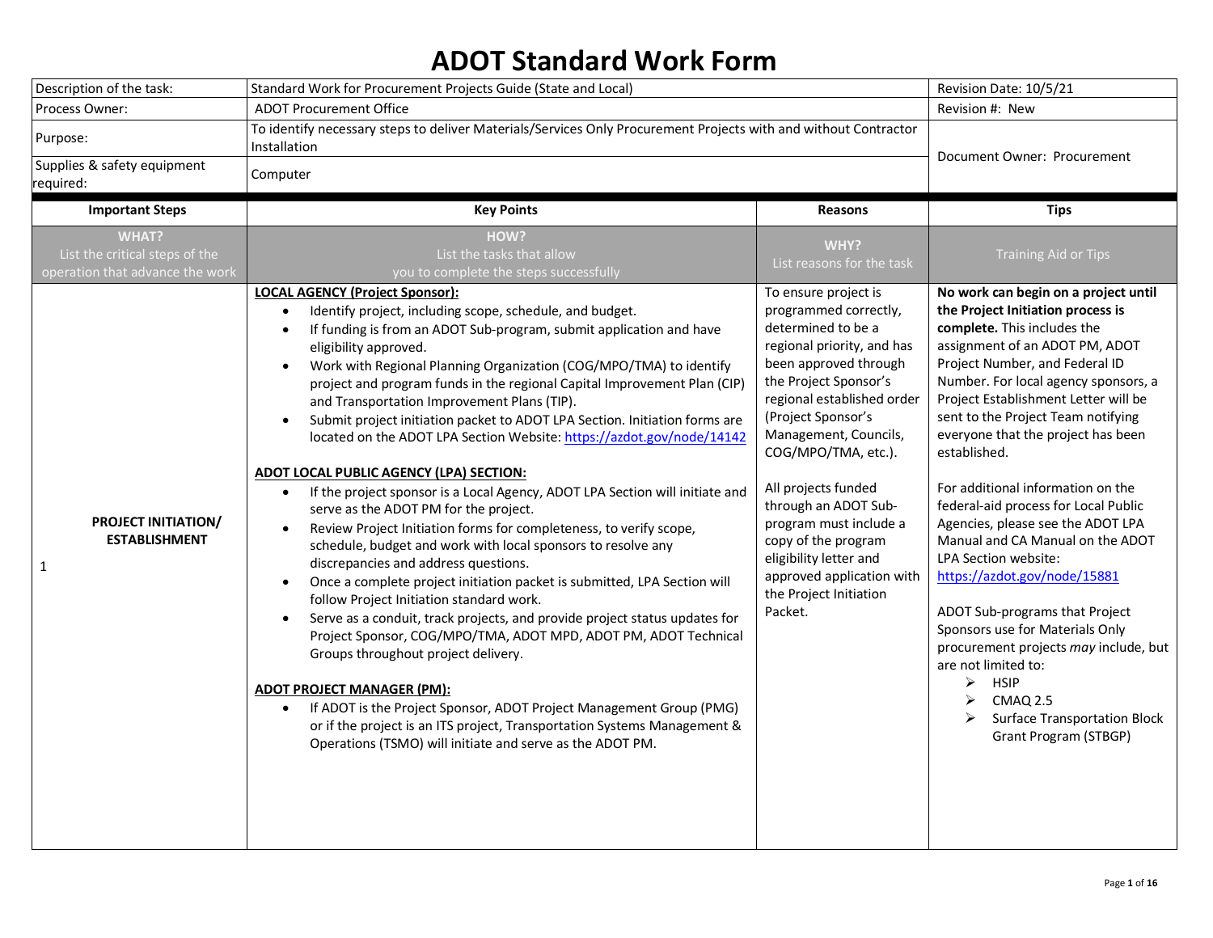# ADOT Standard Work Form

| Description of the task: | Standard Work for Procurement Projects Guide (State and Local) | Revision Date: 10/5/21 |
|---|---|---|
| Process Owner: | ADOT Procurement Office | Revision #: New |
| Purpose: | To identify necessary steps to deliver Materials/Services Only Procurement Projects with and without Contractor Installation | Document Owner: Procurement |
| Supplies & safety equipment required: | Computer | |

| Important Steps | Key Points | Reasons | Tips |
|---|---|---|---|
| **WHAT?** List the critical steps of the operation that advance the work | **HOW?** List the tasks that allow you to complete the steps successfully | **WHY?** List reasons for the task | Training Aid or Tips |
| 1 **PROJECT INITIATION/ ESTABLISHMENT** | **LOCAL AGENCY (Project Sponsor):**<br>• Identify project, including scope, schedule, and budget.<br>• If funding is from an ADOT Sub-program, submit application and have eligibility approved.<br>• Work with Regional Planning Organization (COG/MPO/TMA) to identify project and program funds in the regional Capital Improvement Plan (CIP) and Transportation Improvement Plans (TIP).<br>• Submit project initiation packet to ADOT LPA Section. Initiation forms are located on the ADOT LPA Section Website: https://azdot.gov/node/14142<br><br>**ADOT LOCAL PUBLIC AGENCY (LPA) SECTION:**<br>• If the project sponsor is a Local Agency, ADOT LPA Section will initiate and serve as the ADOT PM for the project.<br>• Review Project Initiation forms for completeness, to verify scope, schedule, budget and work with local sponsors to resolve any discrepancies and address questions.<br>• Once a complete project initiation packet is submitted, LPA Section will follow Project Initiation standard work.<br>• Serve as a conduit, track projects, and provide project status updates for Project Sponsor, COG/MPO/TMA, ADOT MPD, ADOT PM, ADOT Technical Groups throughout project delivery.<br><br>**ADOT PROJECT MANAGER (PM):**<br>• If ADOT is the Project Sponsor, ADOT Project Management Group (PMG) or if the project is an ITS project, Transportation Systems Management & Operations (TSMO) will initiate and serve as the ADOT PM. | To ensure project is programmed correctly, determined to be a regional priority, and has been approved through the Project Sponsor's regional established order (Project Sponsor's Management, Councils, COG/MPO/TMA, etc.).<br><br>All projects funded through an ADOT Sub-program must include a copy of the program eligibility letter and approved application with the Project Initiation Packet. | **No work can begin on a project until the Project Initiation process is complete.** This includes the assignment of an ADOT PM, ADOT Project Number, and Federal ID Number. For local agency sponsors, a Project Establishment Letter will be sent to the Project Team notifying everyone that the project has been established.<br><br>For additional information on the federal-aid process for Local Public Agencies, please see the ADOT LPA Manual and CA Manual on the ADOT LPA Section website: https://azdot.gov/node/15881<br><br>ADOT Sub-programs that Project Sponsors use for Materials Only procurement projects *may* include, but are not limited to:<br>➢ HSIP<br>➢ CMAQ 2.5<br>➢ Surface Transportation Block Grant Program (STBGP) |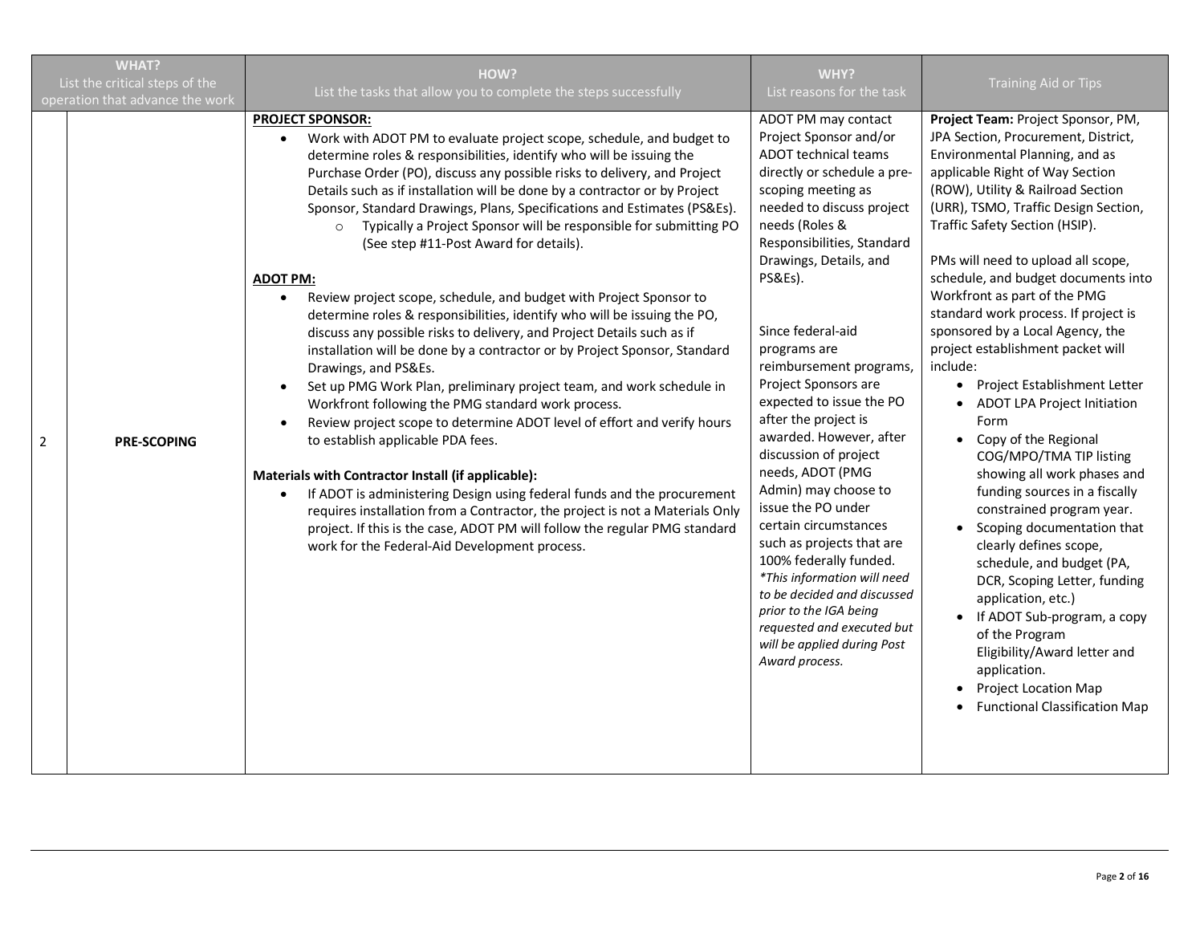| WHAT? List the critical steps of the operation that advance the work | | HOW? List the tasks that allow you to complete the steps successfully | WHY? List reasons for the task | Training Aid or Tips |
|---|---|---|---|---|
| 2 | **PRE-SCOPING** | **PROJECT SPONSOR:**<br>• Work with ADOT PM to evaluate project scope, schedule, and budget to determine roles & responsibilities, identify who will be issuing the Purchase Order (PO), discuss any possible risks to delivery, and Project Details such as if installation will be done by a contractor or by Project Sponsor, Standard Drawings, Plans, Specifications and Estimates (PS&Es).<br>  ○ Typically a Project Sponsor will be responsible for submitting PO (See step #11-Post Award for details).<br><br>**ADOT PM:**<br>• Review project scope, schedule, and budget with Project Sponsor to determine roles & responsibilities, identify who will be issuing the PO, discuss any possible risks to delivery, and Project Details such as if installation will be done by a contractor or by Project Sponsor, Standard Drawings, and PS&Es.<br>• Set up PMG Work Plan, preliminary project team, and work schedule in Workfront following the PMG standard work process.<br>• Review project scope to determine ADOT level of effort and verify hours to establish applicable PDA fees.<br><br>**Materials with Contractor Install (if applicable):**<br>• If ADOT is administering Design using federal funds and the procurement requires installation from a Contractor, the project is not a Materials Only project. If this is the case, ADOT PM will follow the regular PMG standard work for the Federal-Aid Development process. | ADOT PM may contact Project Sponsor and/or ADOT technical teams directly or schedule a pre-scoping meeting as needed to discuss project needs (Roles & Responsibilities, Standard Drawings, Details, and PS&Es).<br><br>Since federal-aid programs are reimbursement programs, Project Sponsors are expected to issue the PO after the project is awarded. However, after discussion of project needs, ADOT (PMG Admin) may choose to issue the PO under certain circumstances such as projects that are 100% federally funded. *\*This information will need to be decided and discussed prior to the IGA being requested and executed but will be applied during Post Award process.* | **Project Team:** Project Sponsor, PM, JPA Section, Procurement, District, Environmental Planning, and as applicable Right of Way Section (ROW), Utility & Railroad Section (URR), TSMO, Traffic Design Section, Traffic Safety Section (HSIP).<br><br>PMs will need to upload all scope, schedule, and budget documents into Workfront as part of the PMG standard work process. If project is sponsored by a Local Agency, the project establishment packet will include:<br>• Project Establishment Letter<br>• ADOT LPA Project Initiation Form<br>• Copy of the Regional COG/MPO/TMA TIP listing showing all work phases and funding sources in a fiscally constrained program year.<br>• Scoping documentation that clearly defines scope, schedule, and budget (PA, DCR, Scoping Letter, funding application, etc.)<br>• If ADOT Sub-program, a copy of the Program Eligibility/Award letter and application.<br>• Project Location Map<br>• Functional Classification Map |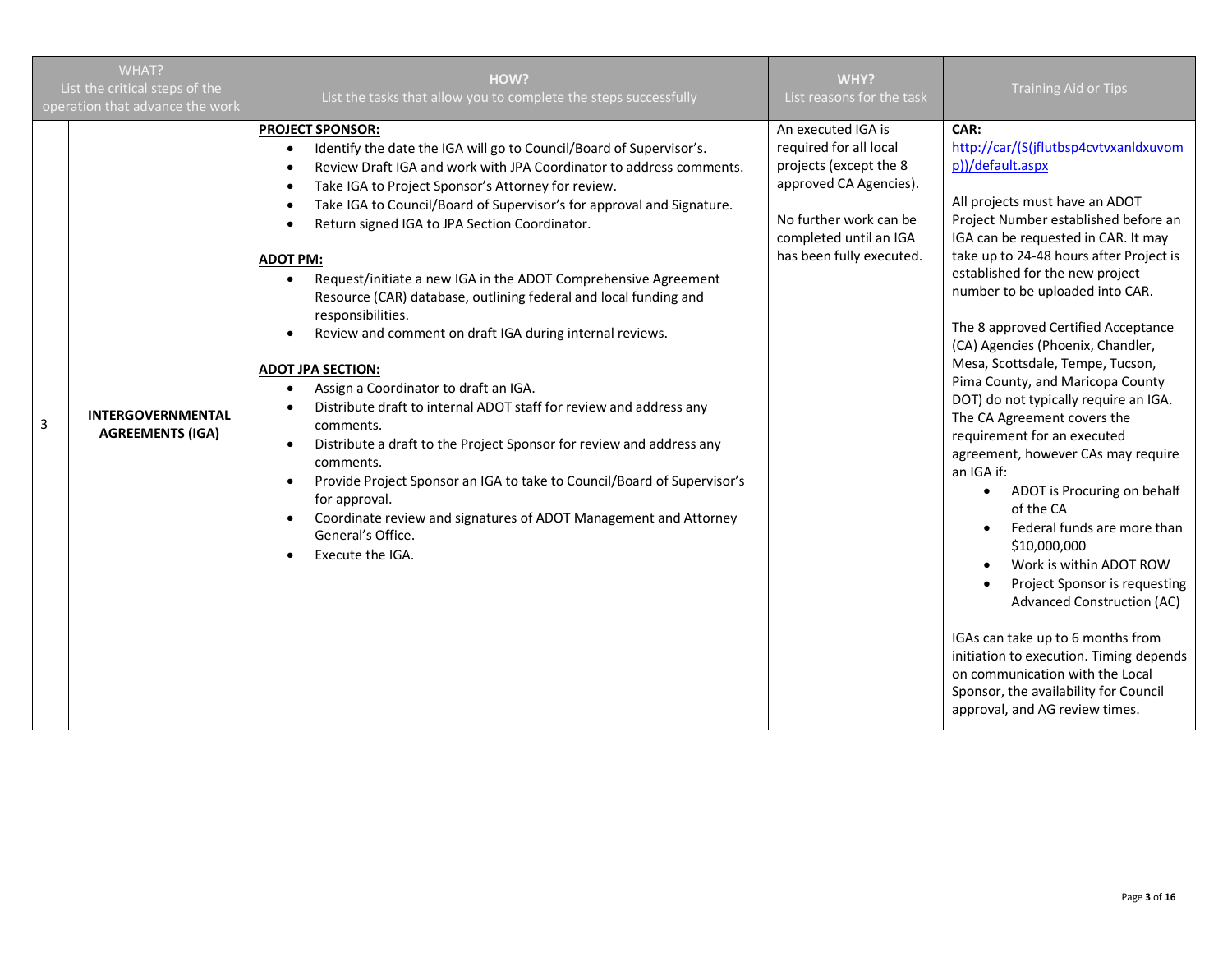| | WHAT? List the critical steps of the operation that advance the work | HOW? List the tasks that allow you to complete the steps successfully | WHY? List reasons for the task | Training Aid or Tips |
|---|---|---|---|---|
| 3 | **INTERGOVERNMENTAL AGREEMENTS (IGA)** | **PROJECT SPONSOR:**<br>• Identify the date the IGA will go to Council/Board of Supervisor's.<br>• Review Draft IGA and work with JPA Coordinator to address comments.<br>• Take IGA to Project Sponsor's Attorney for review.<br>• Take IGA to Council/Board of Supervisor's for approval and Signature.<br>• Return signed IGA to JPA Section Coordinator.<br><br>**ADOT PM:**<br>• Request/initiate a new IGA in the ADOT Comprehensive Agreement Resource (CAR) database, outlining federal and local funding and responsibilities.<br>• Review and comment on draft IGA during internal reviews.<br><br>**ADOT JPA SECTION:**<br>• Assign a Coordinator to draft an IGA.<br>• Distribute draft to internal ADOT staff for review and address any comments.<br>• Distribute a draft to the Project Sponsor for review and address any comments.<br>• Provide Project Sponsor an IGA to take to Council/Board of Supervisor's for approval.<br>• Coordinate review and signatures of ADOT Management and Attorney General's Office.<br>• Execute the IGA. | An executed IGA is required for all local projects (except the 8 approved CA Agencies).<br><br>No further work can be completed until an IGA has been fully executed. | **CAR:**<br>http://car/(S(jflutbsp4cvtvxanldxuvomp))/default.aspx<br><br>All projects must have an ADOT Project Number established before an IGA can be requested in CAR. It may take up to 24-48 hours after Project is established for the new project number to be uploaded into CAR.<br><br>The 8 approved Certified Acceptance (CA) Agencies (Phoenix, Chandler, Mesa, Scottsdale, Tempe, Tucson, Pima County, and Maricopa County DOT) do not typically require an IGA. The CA Agreement covers the requirement for an executed agreement, however CAs may require an IGA if:<br>• ADOT is Procuring on behalf of the CA<br>• Federal funds are more than $10,000,000<br>• Work is within ADOT ROW<br>• Project Sponsor is requesting Advanced Construction (AC)<br><br>IGAs can take up to 6 months from initiation to execution. Timing depends on communication with the Local Sponsor, the availability for Council approval, and AG review times. |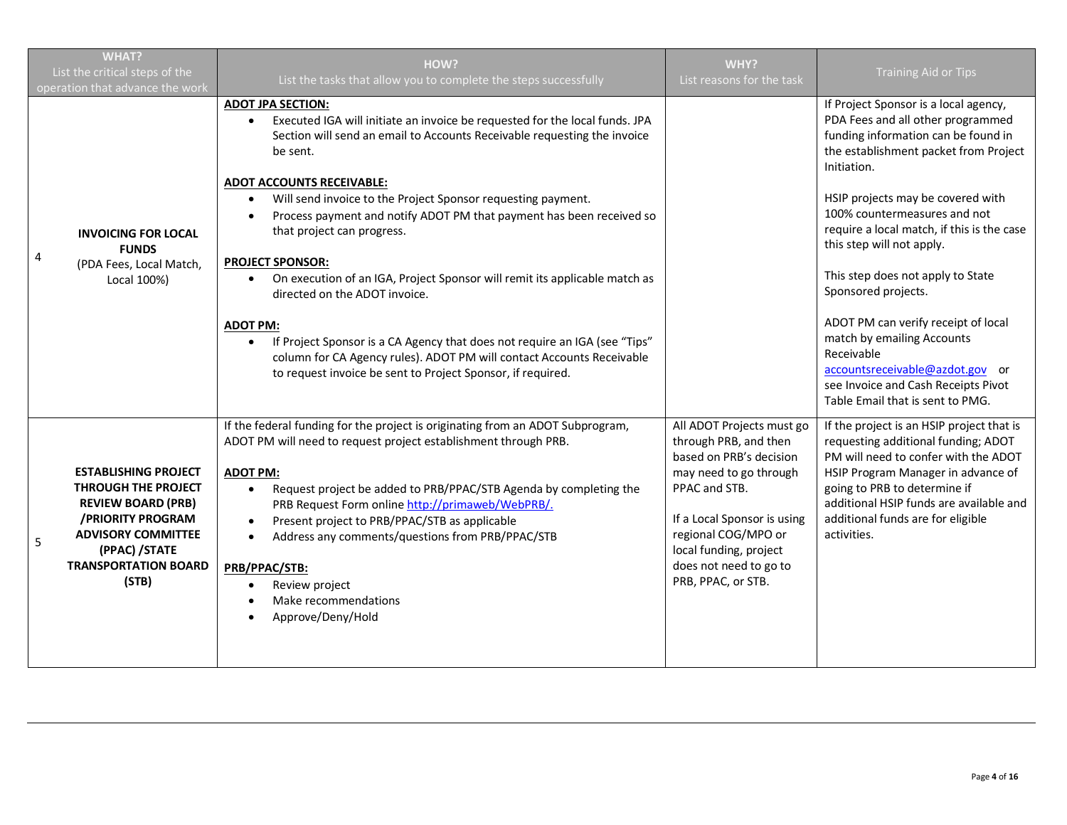| | WHAT?<br>List the critical steps of the operation that advance the work | HOW?<br>List the tasks that allow you to complete the steps successfully | WHY?<br>List reasons for the task | Training Aid or Tips |
|---|---|---|---|---|
| 4 | **INVOICING FOR LOCAL FUNDS**<br>(PDA Fees, Local Match, Local 100%) | **ADOT JPA SECTION:**<br>• Executed IGA will initiate an invoice be requested for the local funds. JPA Section will send an email to Accounts Receivable requesting the invoice be sent.<br><br>**ADOT ACCOUNTS RECEIVABLE:**<br>• Will send invoice to the Project Sponsor requesting payment.<br>• Process payment and notify ADOT PM that payment has been received so that project can progress.<br><br>**PROJECT SPONSOR:**<br>• On execution of an IGA, Project Sponsor will remit its applicable match as directed on the ADOT invoice.<br><br>**ADOT PM:**<br>• If Project Sponsor is a CA Agency that does not require an IGA (see "Tips" column for CA Agency rules). ADOT PM will contact Accounts Receivable to request invoice be sent to Project Sponsor, if required. | | If Project Sponsor is a local agency, PDA Fees and all other programmed funding information can be found in the establishment packet from Project Initiation.<br><br>HSIP projects may be covered with 100% countermeasures and not require a local match, if this is the case this step will not apply.<br><br>This step does not apply to State Sponsored projects.<br><br>ADOT PM can verify receipt of local match by emailing Accounts Receivable accountsreceivable@azdot.gov or see Invoice and Cash Receipts Pivot Table Email that is sent to PMG. |
| 5 | **ESTABLISHING PROJECT THROUGH THE PROJECT REVIEW BOARD (PRB) /PRIORITY PROGRAM ADVISORY COMMITTEE (PPAC) /STATE TRANSPORTATION BOARD (STB)** | If the federal funding for the project is originating from an ADOT Subprogram, ADOT PM will need to request project establishment through PRB.<br><br>**ADOT PM:**<br>• Request project be added to PRB/PPAC/STB Agenda by completing the PRB Request Form online http://primaweb/WebPRB/.<br>• Present project to PRB/PPAC/STB as applicable<br>• Address any comments/questions from PRB/PPAC/STB<br><br>**PRB/PPAC/STB:**<br>• Review project<br>• Make recommendations<br>• Approve/Deny/Hold | All ADOT Projects must go through PRB, and then based on PRB's decision may need to go through PPAC and STB.<br><br>If a Local Sponsor is using regional COG/MPO or local funding, project does not need to go to PRB, PPAC, or STB. | If the project is an HSIP project that is requesting additional funding; ADOT PM will need to confer with the ADOT HSIP Program Manager in advance of going to PRB to determine if additional HSIP funds are available and additional funds are for eligible activities. |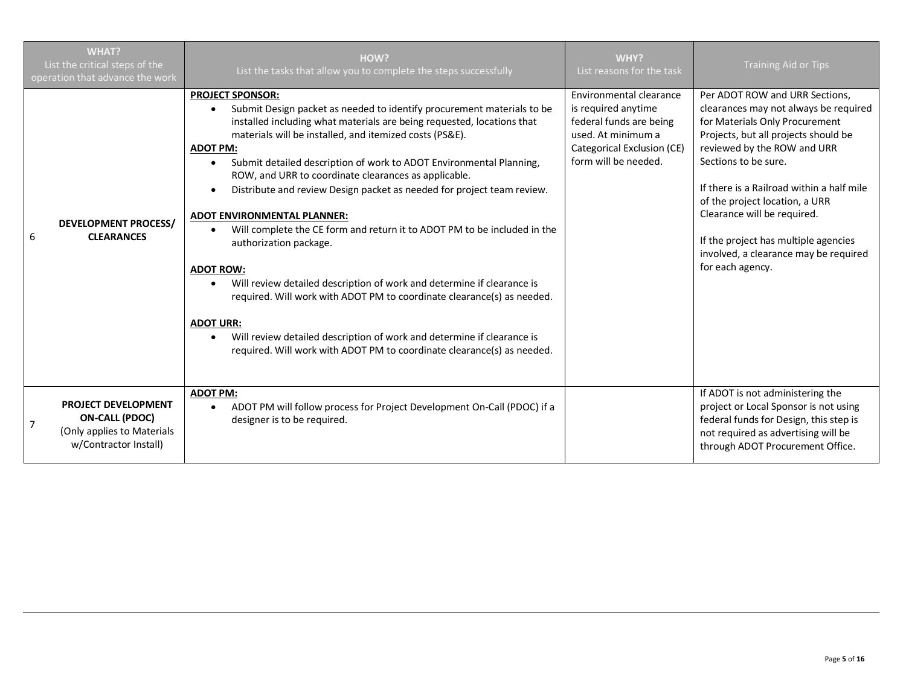| | WHAT?<br>List the critical steps of the operation that advance the work | HOW?<br>List the tasks that allow you to complete the steps successfully | WHY?<br>List reasons for the task | Training Aid or Tips |
|---|---|---|---|---|
| 6 | **DEVELOPMENT PROCESS/ CLEARANCES** | **PROJECT SPONSOR:**<br>• Submit Design packet as needed to identify procurement materials to be installed including what materials are being requested, locations that materials will be installed, and itemized costs (PS&E).<br>**ADOT PM:**<br>• Submit detailed description of work to ADOT Environmental Planning, ROW, and URR to coordinate clearances as applicable.<br>• Distribute and review Design packet as needed for project team review.<br><br>**ADOT ENVIRONMENTAL PLANNER:**<br>• Will complete the CE form and return it to ADOT PM to be included in the authorization package.<br><br>**ADOT ROW:**<br>• Will review detailed description of work and determine if clearance is required. Will work with ADOT PM to coordinate clearance(s) as needed.<br><br>**ADOT URR:**<br>• Will review detailed description of work and determine if clearance is required. Will work with ADOT PM to coordinate clearance(s) as needed. | Environmental clearance is required anytime federal funds are being used. At minimum a Categorical Exclusion (CE) form will be needed. | Per ADOT ROW and URR Sections, clearances may not always be required for Materials Only Procurement Projects, but all projects should be reviewed by the ROW and URR Sections to be sure.<br><br>If there is a Railroad within a half mile of the project location, a URR Clearance will be required.<br><br>If the project has multiple agencies involved, a clearance may be required for each agency. |
| 7 | **PROJECT DEVELOPMENT ON-CALL (PDOC)**<br>(Only applies to Materials w/Contractor Install) | **ADOT PM:**<br>• ADOT PM will follow process for Project Development On-Call (PDOC) if a designer is to be required. | | If ADOT is not administering the project or Local Sponsor is not using federal funds for Design, this step is not required as advertising will be through ADOT Procurement Office. |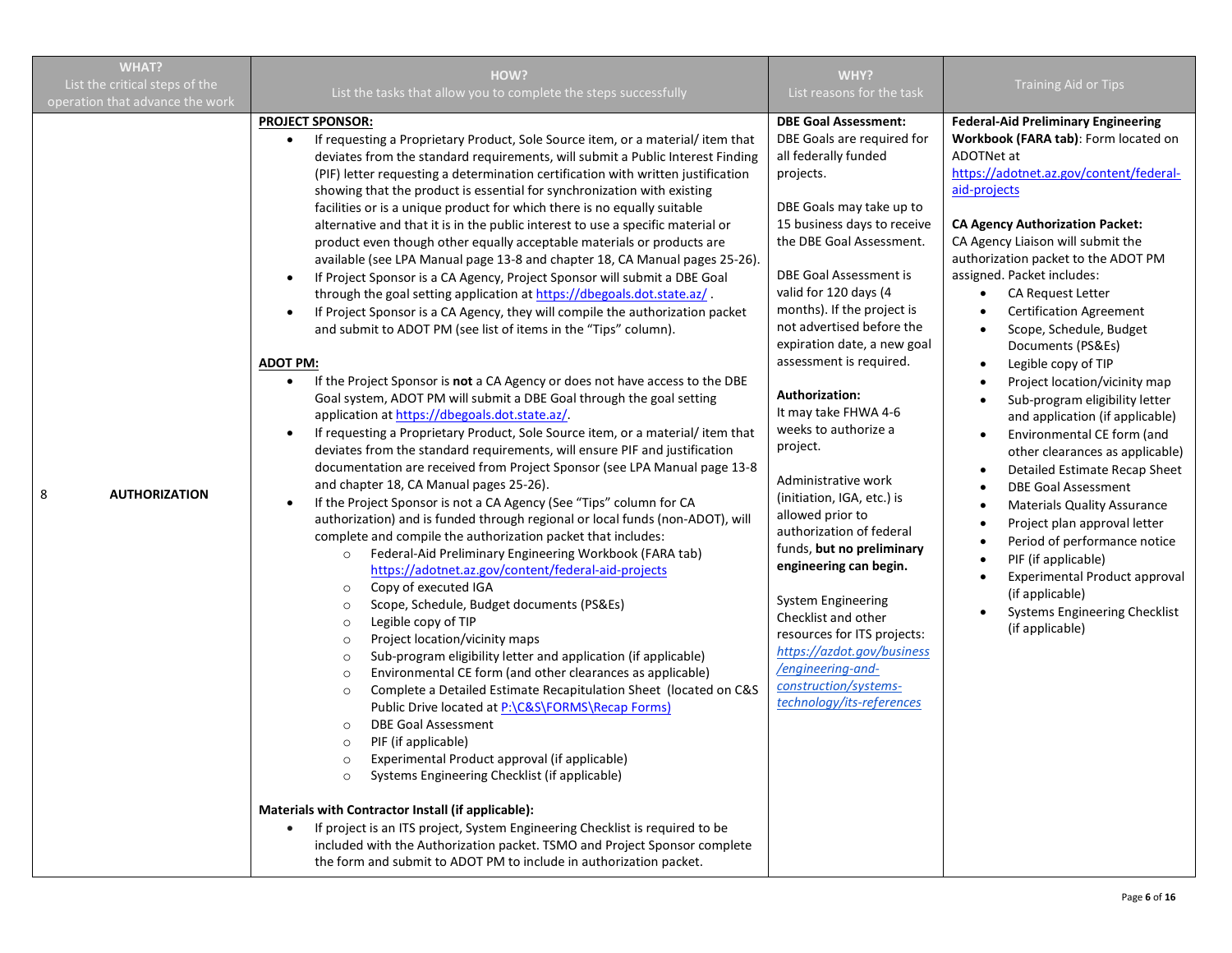| WHAT?<br>List the critical steps of the operation that advance the work | HOW?<br>List the tasks that allow you to complete the steps successfully | WHY?<br>List reasons for the task | Training Aid or Tips |
|---|---|---|---|
| 8 **AUTHORIZATION** | **PROJECT SPONSOR:**<br>• If requesting a Proprietary Product, Sole Source item, or a material/ item that deviates from the standard requirements, will submit a Public Interest Finding (PIF) letter requesting a determination certification with written justification showing that the product is essential for synchronization with existing facilities or is a unique product for which there is no equally suitable alternative and that it is in the public interest to use a specific material or product even though other equally acceptable materials or products are available (see LPA Manual page 13-8 and chapter 18, CA Manual pages 25-26).<br>• If Project Sponsor is a CA Agency, Project Sponsor will submit a DBE Goal through the goal setting application at https://dbegoals.dot.state.az/ .<br>• If Project Sponsor is a CA Agency, they will compile the authorization packet and submit to ADOT PM (see list of items in the "Tips" column).<br><br>**ADOT PM:**<br>• If the Project Sponsor is **not** a CA Agency or does not have access to the DBE Goal system, ADOT PM will submit a DBE Goal through the goal setting application at https://dbegoals.dot.state.az/.<br>• If requesting a Proprietary Product, Sole Source item, or a material/ item that deviates from the standard requirements, will ensure PIF and justification documentation are received from Project Sponsor (see LPA Manual page 13-8 and chapter 18, CA Manual pages 25-26).<br>• If the Project Sponsor is not a CA Agency (See "Tips" column for CA authorization) and is funded through regional or local funds (non-ADOT), will complete and compile the authorization packet that includes:<br>&nbsp;&nbsp;○ Federal-Aid Preliminary Engineering Workbook (FARA tab) https://adotnet.az.gov/content/federal-aid-projects<br>&nbsp;&nbsp;○ Copy of executed IGA<br>&nbsp;&nbsp;○ Scope, Schedule, Budget documents (PS&Es)<br>&nbsp;&nbsp;○ Legible copy of TIP<br>&nbsp;&nbsp;○ Project location/vicinity maps<br>&nbsp;&nbsp;○ Sub-program eligibility letter and application (if applicable)<br>&nbsp;&nbsp;○ Environmental CE form (and other clearances as applicable)<br>&nbsp;&nbsp;○ Complete a Detailed Estimate Recapitulation Sheet (located on C&S Public Drive located at P:\C&S\FORMS\Recap Forms)<br>&nbsp;&nbsp;○ DBE Goal Assessment<br>&nbsp;&nbsp;○ PIF (if applicable)<br>&nbsp;&nbsp;○ Experimental Product approval (if applicable)<br>&nbsp;&nbsp;○ Systems Engineering Checklist (if applicable)<br><br>**Materials with Contractor Install (if applicable):**<br>• If project is an ITS project, System Engineering Checklist is required to be included with the Authorization packet. TSMO and Project Sponsor complete the form and submit to ADOT PM to include in authorization packet. | **DBE Goal Assessment:**<br>DBE Goals are required for all federally funded projects.<br><br>DBE Goals may take up to 15 business days to receive the DBE Goal Assessment.<br><br>DBE Goal Assessment is valid for 120 days (4 months). If the project is not advertised before the expiration date, a new goal assessment is required.<br><br>**Authorization:**<br>It may take FHWA 4-6 weeks to authorize a project.<br><br>Administrative work (initiation, IGA, etc.) is allowed prior to authorization of federal funds, **but no preliminary engineering can begin.**<br><br>System Engineering Checklist and other resources for ITS projects: *https://azdot.gov/business/engineering-and-construction/systems-technology/its-references* | **Federal-Aid Preliminary Engineering Workbook (FARA tab)**: Form located on ADOTNet at https://adotnet.az.gov/content/federal-aid-projects<br><br>**CA Agency Authorization Packet:**<br>CA Agency Liaison will submit the authorization packet to the ADOT PM assigned. Packet includes:<br>• CA Request Letter<br>• Certification Agreement<br>• Scope, Schedule, Budget Documents (PS&Es)<br>• Legible copy of TIP<br>• Project location/vicinity map<br>• Sub-program eligibility letter and application (if applicable)<br>• Environmental CE form (and other clearances as applicable)<br>• Detailed Estimate Recap Sheet<br>• DBE Goal Assessment<br>• Materials Quality Assurance<br>• Project plan approval letter<br>• Period of performance notice<br>• PIF (if applicable)<br>• Experimental Product approval (if applicable)<br>• Systems Engineering Checklist (if applicable) |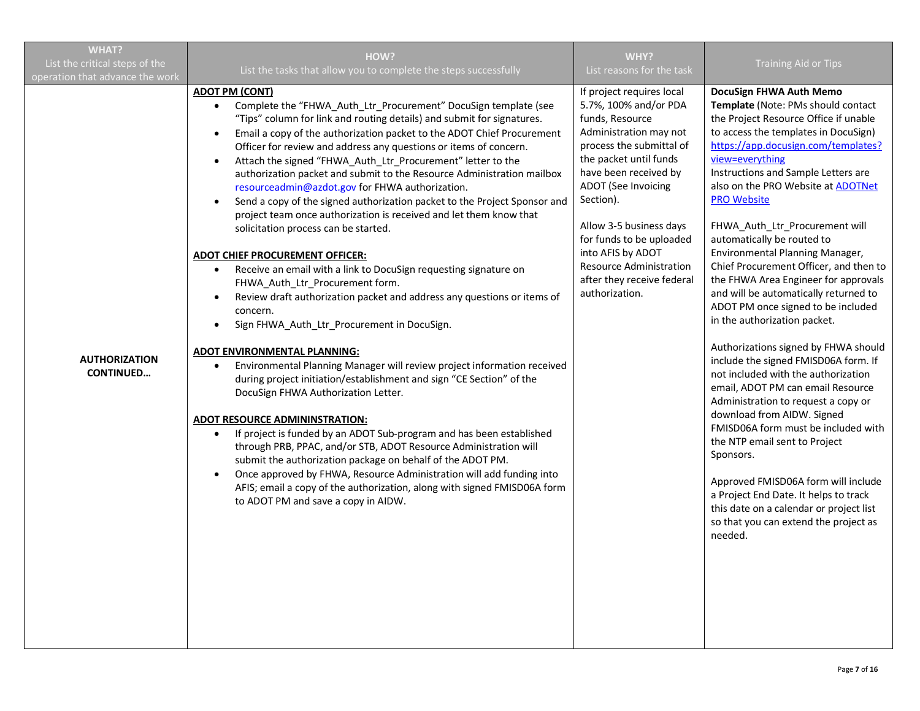| WHAT? List the critical steps of the operation that advance the work | HOW? List the tasks that allow you to complete the steps successfully | WHY? List reasons for the task | Training Aid or Tips |
|---|---|---|---|
| **AUTHORIZATION CONTINUED…** | **ADOT PM (CONT)**<br>• Complete the "FHWA_Auth_Ltr_Procurement" DocuSign template (see "Tips" column for link and routing details) and submit for signatures.<br>• Email a copy of the authorization packet to the ADOT Chief Procurement Officer for review and address any questions or items of concern.<br>• Attach the signed "FHWA_Auth_Ltr_Procurement" letter to the authorization packet and submit to the Resource Administration mailbox resourceadmin@azdot.gov for FHWA authorization.<br>• Send a copy of the signed authorization packet to the Project Sponsor and project team once authorization is received and let them know that solicitation process can be started.<br><br>**ADOT CHIEF PROCUREMENT OFFICER:**<br>• Receive an email with a link to DocuSign requesting signature on FHWA_Auth_Ltr_Procurement form.<br>• Review draft authorization packet and address any questions or items of concern.<br>• Sign FHWA_Auth_Ltr_Procurement in DocuSign.<br><br>**ADOT ENVIRONMENTAL PLANNING:**<br>• Environmental Planning Manager will review project information received during project initiation/establishment and sign "CE Section" of the DocuSign FHWA Authorization Letter.<br><br>**ADOT RESOURCE ADMININSTRATION:**<br>• If project is funded by an ADOT Sub-program and has been established through PRB, PPAC, and/or STB, ADOT Resource Administration will submit the authorization package on behalf of the ADOT PM.<br>• Once approved by FHWA, Resource Administration will add funding into AFIS; email a copy of the authorization, along with signed FMISD06A form to ADOT PM and save a copy in AIDW. | If project requires local 5.7%, 100% and/or PDA funds, Resource Administration may not process the submittal of the packet until funds have been received by ADOT (See Invoicing Section).<br><br>Allow 3-5 business days for funds to be uploaded into AFIS by ADOT Resource Administration after they receive federal authorization. | **DocuSign FHWA Auth Memo Template** (Note: PMs should contact the Project Resource Office if unable to access the templates in DocuSign) [https://app.docusign.com/templates?view=everything](https://app.docusign.com/templates?view=everything)<br>Instructions and Sample Letters are also on the PRO Website at [ADOTNet PRO Website](ADOTNet PRO Website)<br><br>FHWA_Auth_Ltr_Procurement will automatically be routed to Environmental Planning Manager, Chief Procurement Officer, and then to the FHWA Area Engineer for approvals and will be automatically returned to ADOT PM once signed to be included in the authorization packet.<br><br>Authorizations signed by FHWA should include the signed FMISD06A form. If not included with the authorization email, ADOT PM can email Resource Administration to request a copy or download from AIDW. Signed FMISD06A form must be included with the NTP email sent to Project Sponsors.<br><br>Approved FMISD06A form will include a Project End Date. It helps to track this date on a calendar or project list so that you can extend the project as needed. |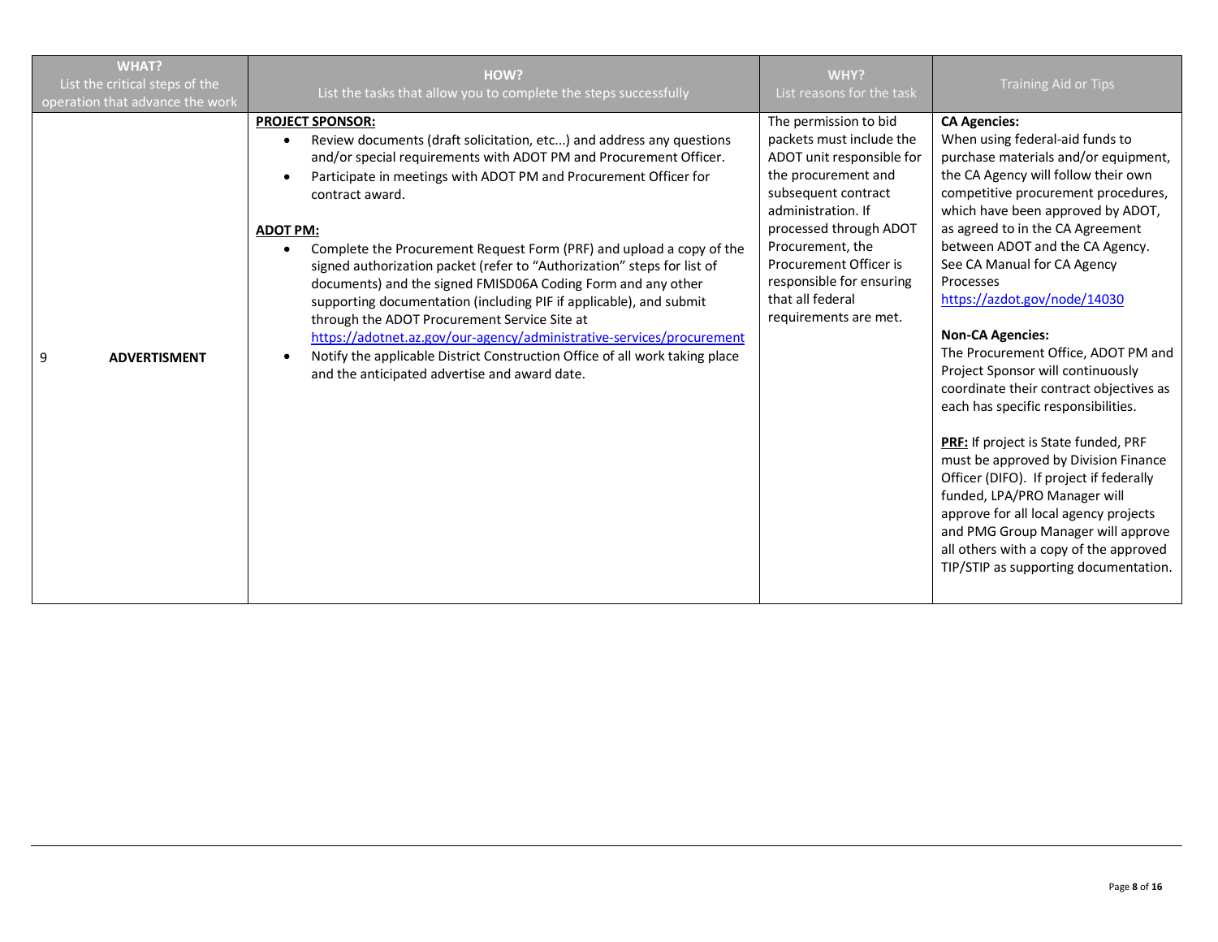| WHAT?<br>List the critical steps of the operation that advance the work | HOW?<br>List the tasks that allow you to complete the steps successfully | WHY?<br>List reasons for the task | Training Aid or Tips |
|---|---|---|---|
| 9 **ADVERTISMENT** | **PROJECT SPONSOR:**<br>• Review documents (draft solicitation, etc...) and address any questions and/or special requirements with ADOT PM and Procurement Officer.<br>• Participate in meetings with ADOT PM and Procurement Officer for contract award.<br><br>**ADOT PM:**<br>• Complete the Procurement Request Form (PRF) and upload a copy of the signed authorization packet (refer to "Authorization" steps for list of documents) and the signed FMISD06A Coding Form and any other supporting documentation (including PIF if applicable), and submit through the ADOT Procurement Service Site at https://adotnet.az.gov/our-agency/administrative-services/procurement<br>• Notify the applicable District Construction Office of all work taking place and the anticipated advertise and award date. | The permission to bid packets must include the ADOT unit responsible for the procurement and subsequent contract administration. If processed through ADOT Procurement, the Procurement Officer is responsible for ensuring that all federal requirements are met. | **CA Agencies:**<br>When using federal-aid funds to purchase materials and/or equipment, the CA Agency will follow their own competitive procurement procedures, which have been approved by ADOT, as agreed to in the CA Agreement between ADOT and the CA Agency. See CA Manual for CA Agency Processes<br>https://azdot.gov/node/14030<br><br>**Non-CA Agencies:**<br>The Procurement Office, ADOT PM and Project Sponsor will continuously coordinate their contract objectives as each has specific responsibilities.<br><br>**PRF:** If project is State funded, PRF must be approved by Division Finance Officer (DIFO). If project if federally funded, LPA/PRO Manager will approve for all local agency projects and PMG Group Manager will approve all others with a copy of the approved TIP/STIP as supporting documentation. |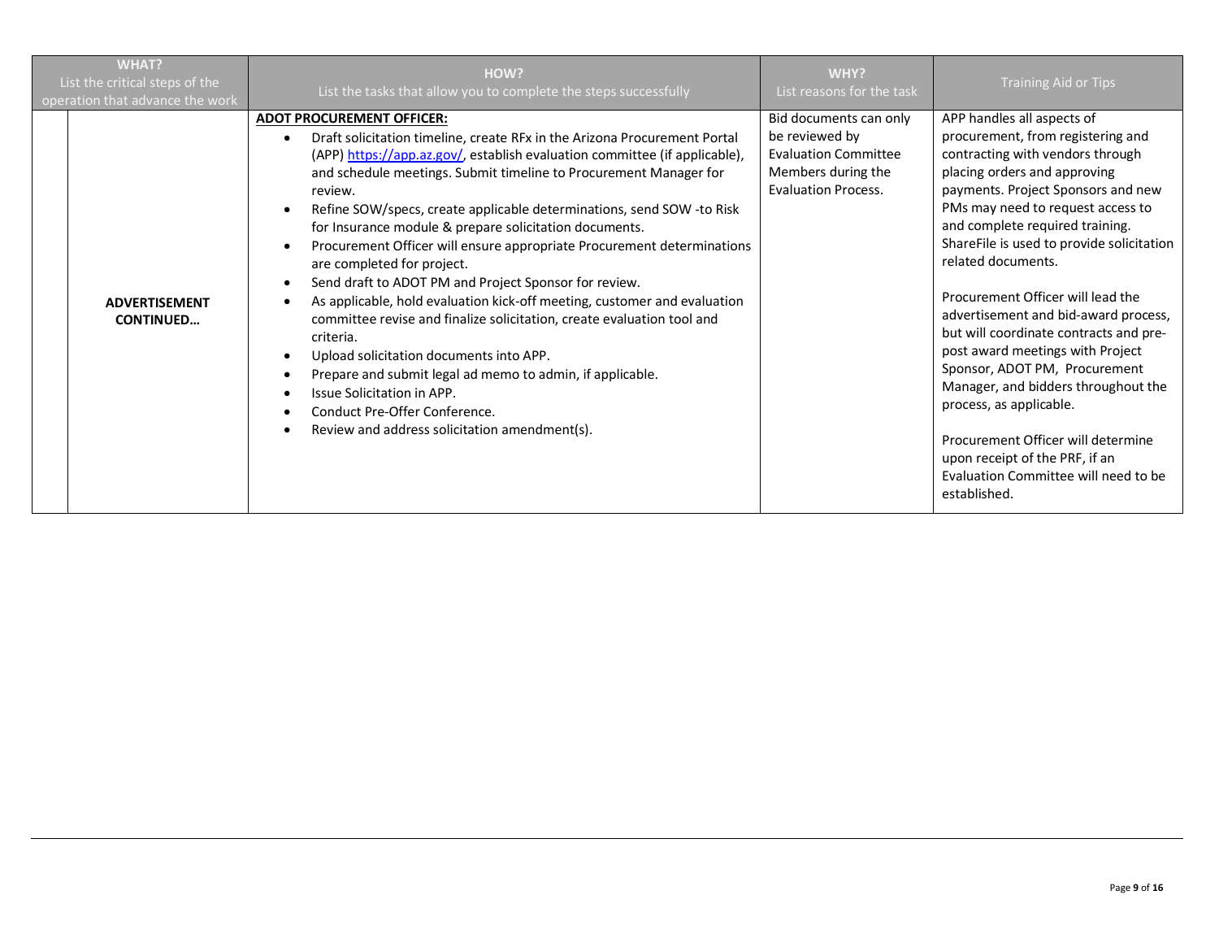| WHAT?<br>List the critical steps of the operation that advance the work | | HOW?<br>List the tasks that allow you to complete the steps successfully | WHY?<br>List reasons for the task | Training Aid or Tips |
|---|---|---|---|---|
| | **ADVERTISEMENT CONTINUED…** | **ADOT PROCUREMENT OFFICER:**<br>• Draft solicitation timeline, create RFx in the Arizona Procurement Portal (APP) [https://app.az.gov/](https://app.az.gov/), establish evaluation committee (if applicable), and schedule meetings. Submit timeline to Procurement Manager for review.<br>• Refine SOW/specs, create applicable determinations, send SOW -to Risk for Insurance module & prepare solicitation documents.<br>• Procurement Officer will ensure appropriate Procurement determinations are completed for project.<br>• Send draft to ADOT PM and Project Sponsor for review.<br>• As applicable, hold evaluation kick-off meeting, customer and evaluation committee revise and finalize solicitation, create evaluation tool and criteria.<br>• Upload solicitation documents into APP.<br>• Prepare and submit legal ad memo to admin, if applicable.<br>• Issue Solicitation in APP.<br>• Conduct Pre-Offer Conference.<br>• Review and address solicitation amendment(s). | Bid documents can only be reviewed by Evaluation Committee Members during the Evaluation Process. | APP handles all aspects of procurement, from registering and contracting with vendors through placing orders and approving payments. Project Sponsors and new PMs may need to request access to and complete required training. ShareFile is used to provide solicitation related documents.<br><br>Procurement Officer will lead the advertisement and bid-award process, but will coordinate contracts and pre-post award meetings with Project Sponsor, ADOT PM, Procurement Manager, and bidders throughout the process, as applicable.<br><br>Procurement Officer will determine upon receipt of the PRF, if an Evaluation Committee will need to be established. |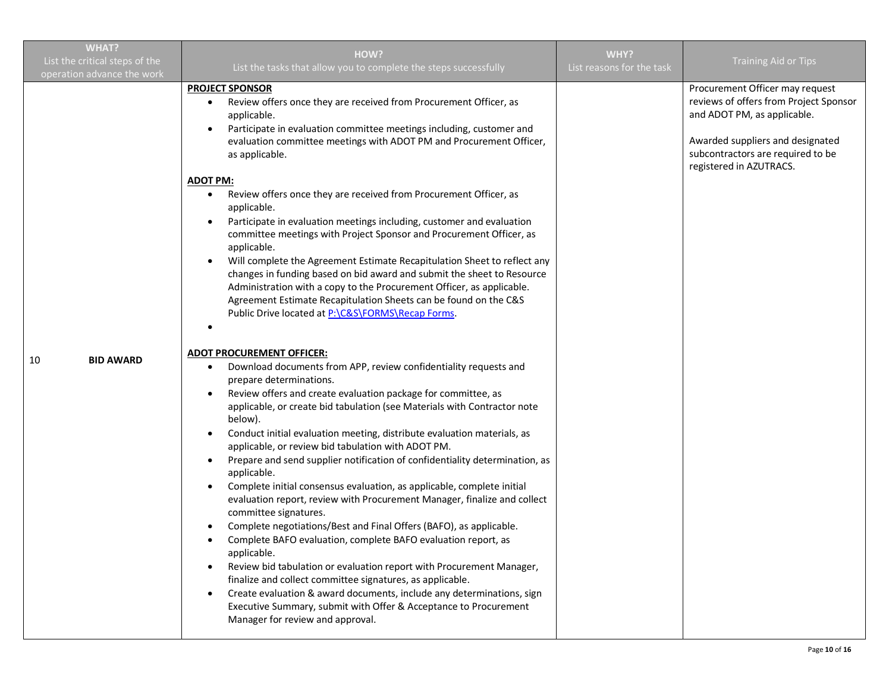| WHAT?<br>List the critical steps of the operation advance the work | HOW?<br>List the tasks that allow you to complete the steps successfully | WHY?<br>List reasons for the task | Training Aid or Tips |
|---|---|---|---|
| 10 **BID AWARD** | **PROJECT SPONSOR**<br>• Review offers once they are received from Procurement Officer, as applicable.<br>• Participate in evaluation committee meetings including, customer and evaluation committee meetings with ADOT PM and Procurement Officer, as applicable.<br><br>**ADOT PM:**<br>• Review offers once they are received from Procurement Officer, as applicable.<br>• Participate in evaluation meetings including, customer and evaluation committee meetings with Project Sponsor and Procurement Officer, as applicable.<br>• Will complete the Agreement Estimate Recapitulation Sheet to reflect any changes in funding based on bid award and submit the sheet to Resource Administration with a copy to the Procurement Officer, as applicable. Agreement Estimate Recapitulation Sheets can be found on the C&S Public Drive located at P:\C&S\FORMS\Recap Forms.<br>•<br><br>**ADOT PROCUREMENT OFFICER:**<br>• Download documents from APP, review confidentiality requests and prepare determinations.<br>• Review offers and create evaluation package for committee, as applicable, or create bid tabulation (see Materials with Contractor note below).<br>• Conduct initial evaluation meeting, distribute evaluation materials, as applicable, or review bid tabulation with ADOT PM.<br>• Prepare and send supplier notification of confidentiality determination, as applicable.<br>• Complete initial consensus evaluation, as applicable, complete initial evaluation report, review with Procurement Manager, finalize and collect committee signatures.<br>• Complete negotiations/Best and Final Offers (BAFO), as applicable.<br>• Complete BAFO evaluation, complete BAFO evaluation report, as applicable.<br>• Review bid tabulation or evaluation report with Procurement Manager, finalize and collect committee signatures, as applicable.<br>• Create evaluation & award documents, include any determinations, sign Executive Summary, submit with Offer & Acceptance to Procurement Manager for review and approval. | | Procurement Officer may request reviews of offers from Project Sponsor and ADOT PM, as applicable.<br><br>Awarded suppliers and designated subcontractors are required to be registered in AZUTRACS. |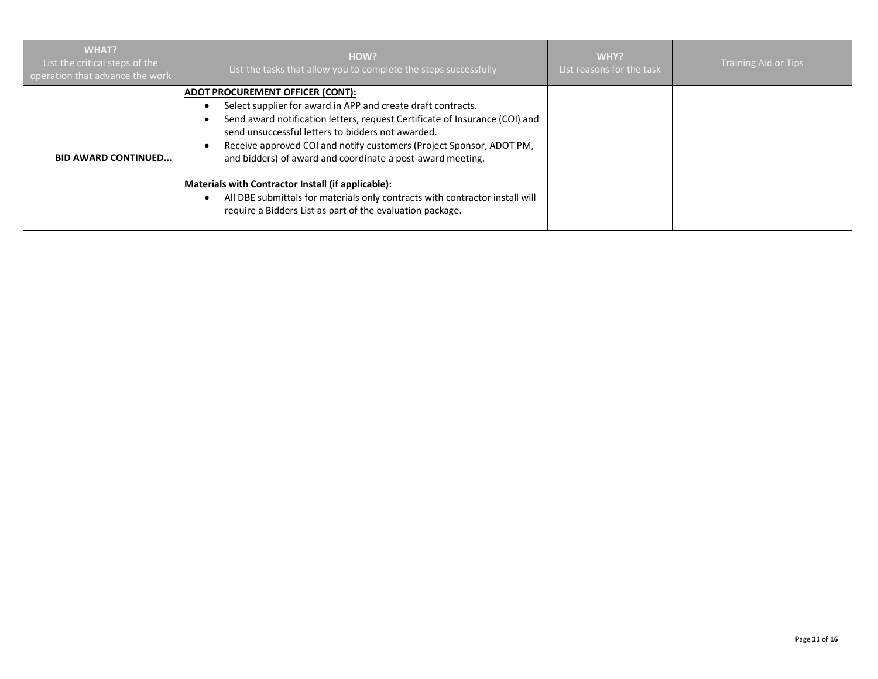| WHAT?<br>List the critical steps of the operation that advance the work | HOW?<br>List the tasks that allow you to complete the steps successfully | WHY?<br>List reasons for the task | Training Aid or Tips |
|---|---|---|---|
| **BID AWARD CONTINUED...** | **ADOT PROCUREMENT OFFICER (CONT):**<br>• Select supplier for award in APP and create draft contracts.<br>• Send award notification letters, request Certificate of Insurance (COI) and send unsuccessful letters to bidders not awarded.<br>• Receive approved COI and notify customers (Project Sponsor, ADOT PM, and bidders) of award and coordinate a post-award meeting.<br><br>**Materials with Contractor Install (if applicable):**<br>• All DBE submittals for materials only contracts with contractor install will require a Bidders List as part of the evaluation package. | | |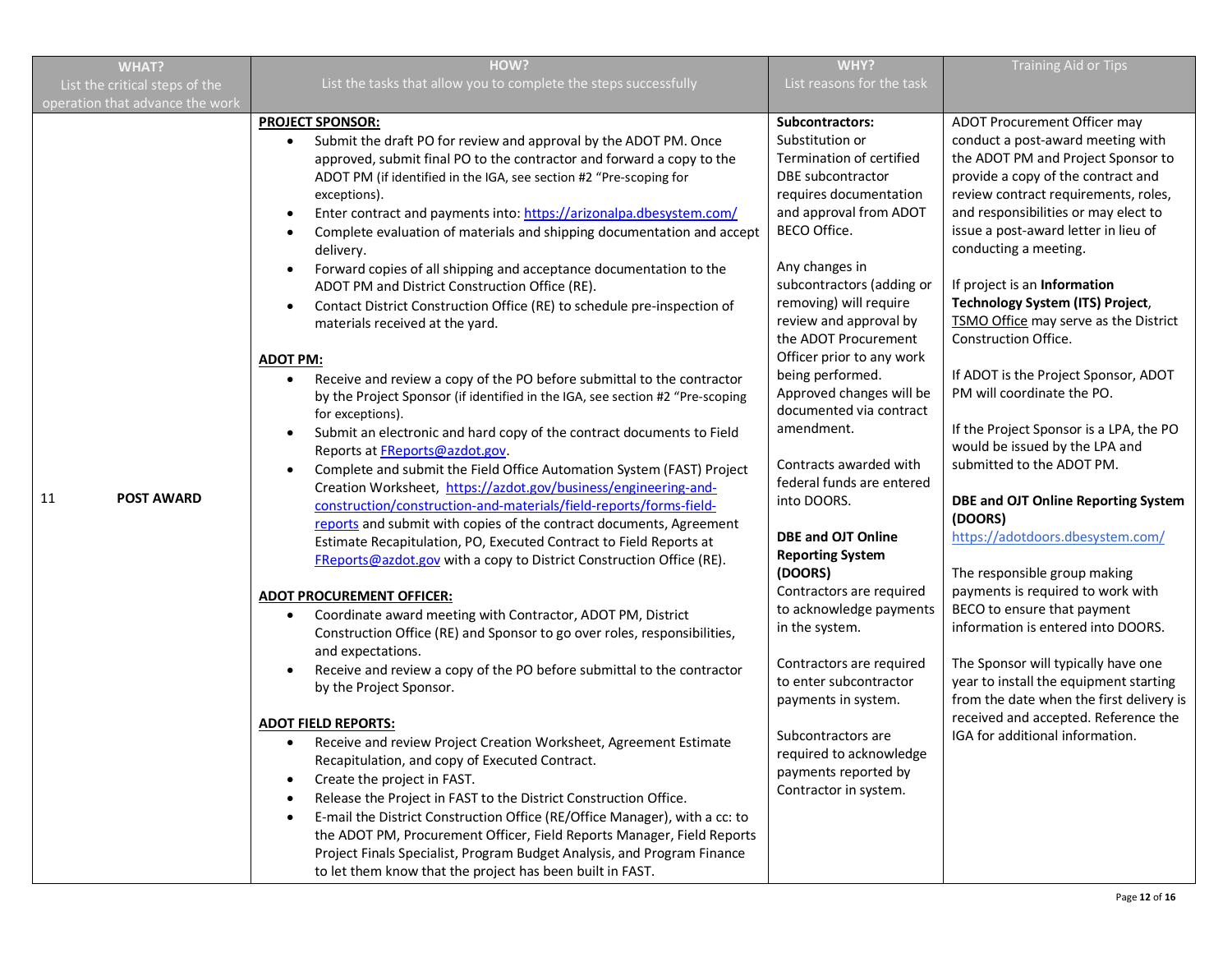| WHAT? List the critical steps of the operation that advance the work | HOW? List the tasks that allow you to complete the steps successfully | WHY? List reasons for the task | Training Aid or Tips |
|---|---|---|---|
| 11 **POST AWARD** | **PROJECT SPONSOR:**<br>• Submit the draft PO for review and approval by the ADOT PM. Once approved, submit final PO to the contractor and forward a copy to the ADOT PM (if identified in the IGA, see section #2 "Pre-scoping for exceptions).<br>• Enter contract and payments into: https://arizonalpa.dbesystem.com/<br>• Complete evaluation of materials and shipping documentation and accept delivery.<br>• Forward copies of all shipping and acceptance documentation to the ADOT PM and District Construction Office (RE).<br>• Contact District Construction Office (RE) to schedule pre-inspection of materials received at the yard.<br><br>**ADOT PM:**<br>• Receive and review a copy of the PO before submittal to the contractor by the Project Sponsor (if identified in the IGA, see section #2 "Pre-scoping for exceptions).<br>• Submit an electronic and hard copy of the contract documents to Field Reports at FReports@azdot.gov.<br>• Complete and submit the Field Office Automation System (FAST) Project Creation Worksheet, https://azdot.gov/business/engineering-and-construction/construction-and-materials/field-reports/forms-field-reports and submit with copies of the contract documents, Agreement Estimate Recapitulation, PO, Executed Contract to Field Reports at FReports@azdot.gov with a copy to District Construction Office (RE).<br><br>**ADOT PROCUREMENT OFFICER:**<br>• Coordinate award meeting with Contractor, ADOT PM, District Construction Office (RE) and Sponsor to go over roles, responsibilities, and expectations.<br>• Receive and review a copy of the PO before submittal to the contractor by the Project Sponsor.<br><br>**ADOT FIELD REPORTS:**<br>• Receive and review Project Creation Worksheet, Agreement Estimate Recapitulation, and copy of Executed Contract.<br>• Create the project in FAST.<br>• Release the Project in FAST to the District Construction Office.<br>• E-mail the District Construction Office (RE/Office Manager), with a cc: to the ADOT PM, Procurement Officer, Field Reports Manager, Field Reports Project Finals Specialist, Program Budget Analysis, and Program Finance to let them know that the project has been built in FAST. | **Subcontractors:** Substitution or Termination of certified DBE subcontractor requires documentation and approval from ADOT BECO Office.<br><br>Any changes in subcontractors (adding or removing) will require review and approval by the ADOT Procurement Officer prior to any work being performed. Approved changes will be documented via contract amendment.<br><br>Contracts awarded with federal funds are entered into DOORS.<br><br>**DBE and OJT Online Reporting System (DOORS)**<br>Contractors are required to acknowledge payments in the system.<br><br>Contractors are required to enter subcontractor payments in system.<br><br>Subcontractors are required to acknowledge payments reported by Contractor in system. | ADOT Procurement Officer may conduct a post-award meeting with the ADOT PM and Project Sponsor to provide a copy of the contract and review contract requirements, roles, and responsibilities or may elect to issue a post-award letter in lieu of conducting a meeting.<br><br>If project is an **Information Technology System (ITS) Project**, TSMO Office may serve as the District Construction Office.<br><br>If ADOT is the Project Sponsor, ADOT PM will coordinate the PO.<br><br>If the Project Sponsor is a LPA, the PO would be issued by the LPA and submitted to the ADOT PM.<br><br>**DBE and OJT Online Reporting System (DOORS)**<br>https://adotdoors.dbesystem.com/<br><br>The responsible group making payments is required to work with BECO to ensure that payment information is entered into DOORS.<br><br>The Sponsor will typically have one year to install the equipment starting from the date when the first delivery is received and accepted. Reference the IGA for additional information. |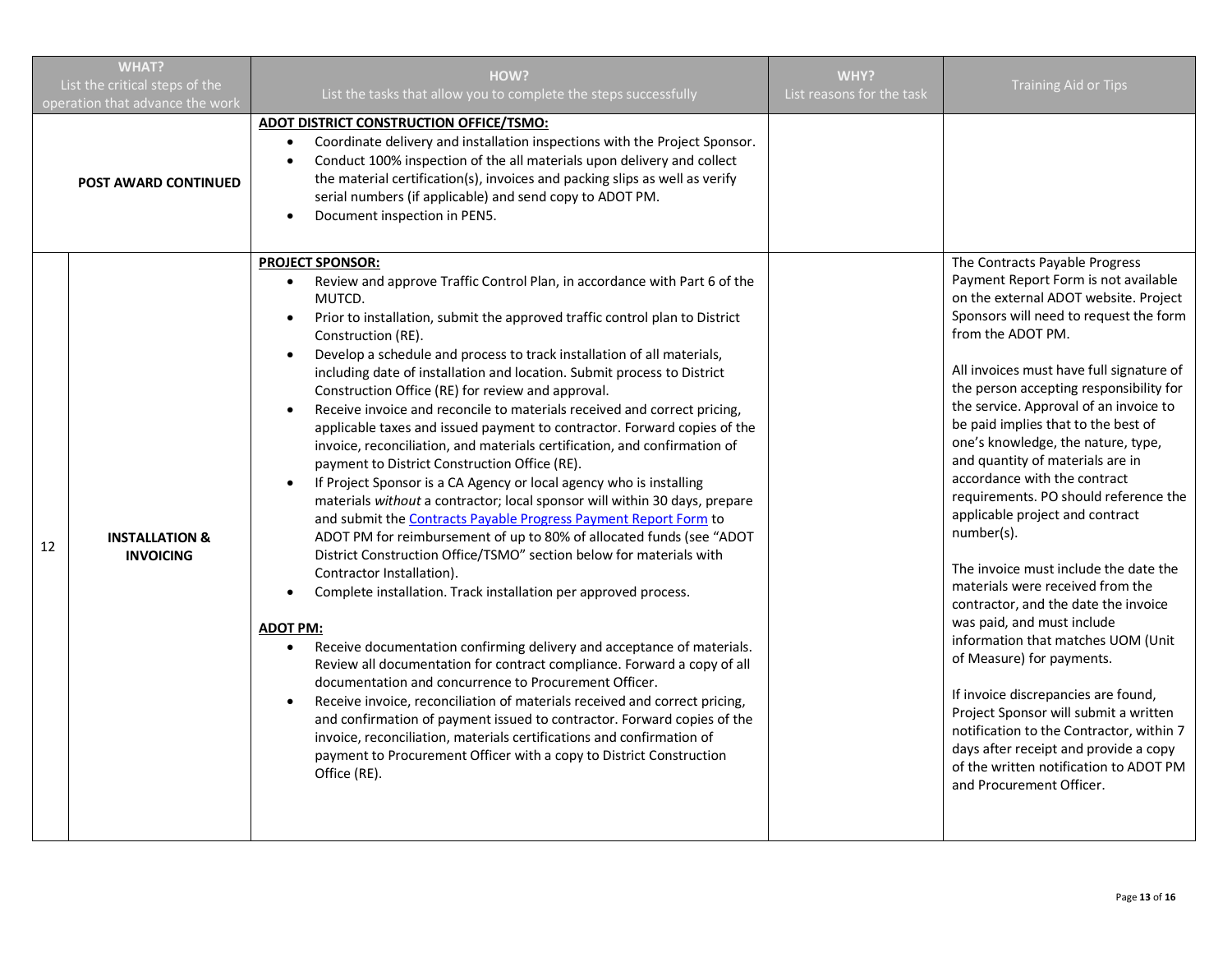| WHAT? List the critical steps of the operation that advance the work | | HOW? List the tasks that allow you to complete the steps successfully | WHY? List reasons for the task | Training Aid or Tips |
|---|---|---|---|---|
| | **POST AWARD CONTINUED** | **ADOT DISTRICT CONSTRUCTION OFFICE/TSMO:**<br>• Coordinate delivery and installation inspections with the Project Sponsor.<br>• Conduct 100% inspection of the all materials upon delivery and collect the material certification(s), invoices and packing slips as well as verify serial numbers (if applicable) and send copy to ADOT PM.<br>• Document inspection in PEN5. | | |
| 12 | **INSTALLATION & INVOICING** | **PROJECT SPONSOR:**<br>• Review and approve Traffic Control Plan, in accordance with Part 6 of the MUTCD.<br>• Prior to installation, submit the approved traffic control plan to District Construction (RE).<br>• Develop a schedule and process to track installation of all materials, including date of installation and location. Submit process to District Construction Office (RE) for review and approval.<br>• Receive invoice and reconcile to materials received and correct pricing, applicable taxes and issued payment to contractor. Forward copies of the invoice, reconciliation, and materials certification, and confirmation of payment to District Construction Office (RE).<br>• If Project Sponsor is a CA Agency or local agency who is installing materials *without* a contractor; local sponsor will within 30 days, prepare and submit the [Contracts Payable Progress Payment Report Form]() to ADOT PM for reimbursement of up to 80% of allocated funds (see "ADOT District Construction Office/TSMO" section below for materials with Contractor Installation).<br>• Complete installation. Track installation per approved process.<br><br>**ADOT PM:**<br>• Receive documentation confirming delivery and acceptance of materials. Review all documentation for contract compliance. Forward a copy of all documentation and concurrence to Procurement Officer.<br>• Receive invoice, reconciliation of materials received and correct pricing, and confirmation of payment issued to contractor. Forward copies of the invoice, reconciliation, materials certifications and confirmation of payment to Procurement Officer with a copy to District Construction Office (RE). | | The Contracts Payable Progress Payment Report Form is not available on the external ADOT website. Project Sponsors will need to request the form from the ADOT PM.<br><br>All invoices must have full signature of the person accepting responsibility for the service. Approval of an invoice to be paid implies that to the best of one's knowledge, the nature, type, and quantity of materials are in accordance with the contract requirements. PO should reference the applicable project and contract number(s).<br><br>The invoice must include the date the materials were received from the contractor, and the date the invoice was paid, and must include information that matches UOM (Unit of Measure) for payments.<br><br>If invoice discrepancies are found, Project Sponsor will submit a written notification to the Contractor, within 7 days after receipt and provide a copy of the written notification to ADOT PM and Procurement Officer. |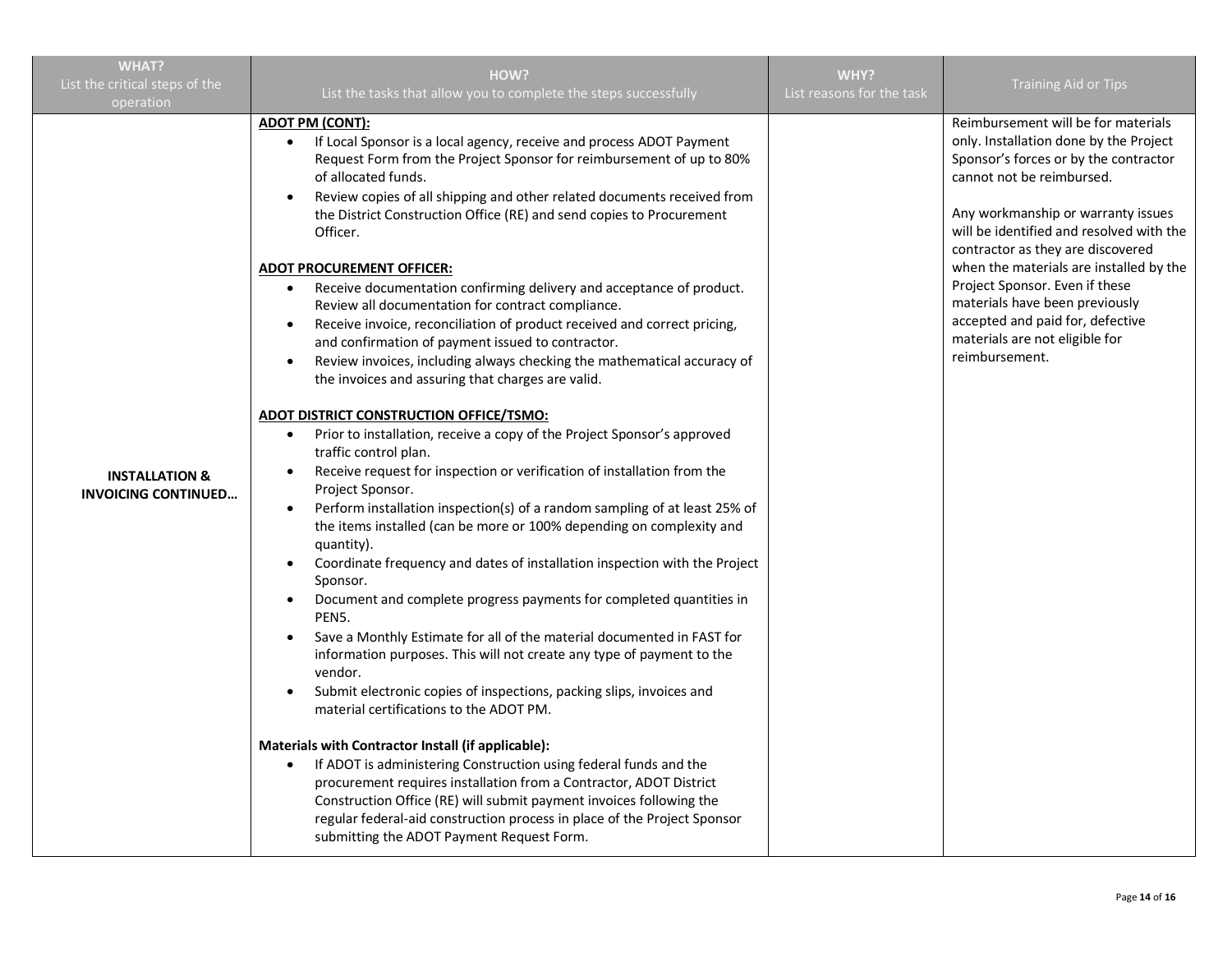| WHAT? List the critical steps of the operation | HOW? List the tasks that allow you to complete the steps successfully | WHY? List reasons for the task | Training Aid or Tips |
|---|---|---|---|
| **INSTALLATION & INVOICING CONTINUED…** | **ADOT PM (CONT):**<br>• If Local Sponsor is a local agency, receive and process ADOT Payment Request Form from the Project Sponsor for reimbursement of up to 80% of allocated funds.<br>• Review copies of all shipping and other related documents received from the District Construction Office (RE) and send copies to Procurement Officer.<br><br>**ADOT PROCUREMENT OFFICER:**<br>• Receive documentation confirming delivery and acceptance of product. Review all documentation for contract compliance.<br>• Receive invoice, reconciliation of product received and correct pricing, and confirmation of payment issued to contractor.<br>• Review invoices, including always checking the mathematical accuracy of the invoices and assuring that charges are valid.<br><br>**ADOT DISTRICT CONSTRUCTION OFFICE/TSMO:**<br>• Prior to installation, receive a copy of the Project Sponsor's approved traffic control plan.<br>• Receive request for inspection or verification of installation from the Project Sponsor.<br>• Perform installation inspection(s) of a random sampling of at least 25% of the items installed (can be more or 100% depending on complexity and quantity).<br>• Coordinate frequency and dates of installation inspection with the Project Sponsor.<br>• Document and complete progress payments for completed quantities in PEN5.<br>• Save a Monthly Estimate for all of the material documented in FAST for information purposes. This will not create any type of payment to the vendor.<br>• Submit electronic copies of inspections, packing slips, invoices and material certifications to the ADOT PM.<br><br>**Materials with Contractor Install (if applicable):**<br>• If ADOT is administering Construction using federal funds and the procurement requires installation from a Contractor, ADOT District Construction Office (RE) will submit payment invoices following the regular federal-aid construction process in place of the Project Sponsor submitting the ADOT Payment Request Form. | | Reimbursement will be for materials only. Installation done by the Project Sponsor's forces or by the contractor cannot be reimbursed.<br><br>Any workmanship or warranty issues will be identified and resolved with the contractor as they are discovered when the materials are installed by the Project Sponsor. Even if these materials have been previously accepted and paid for, defective materials are not eligible for reimbursement. |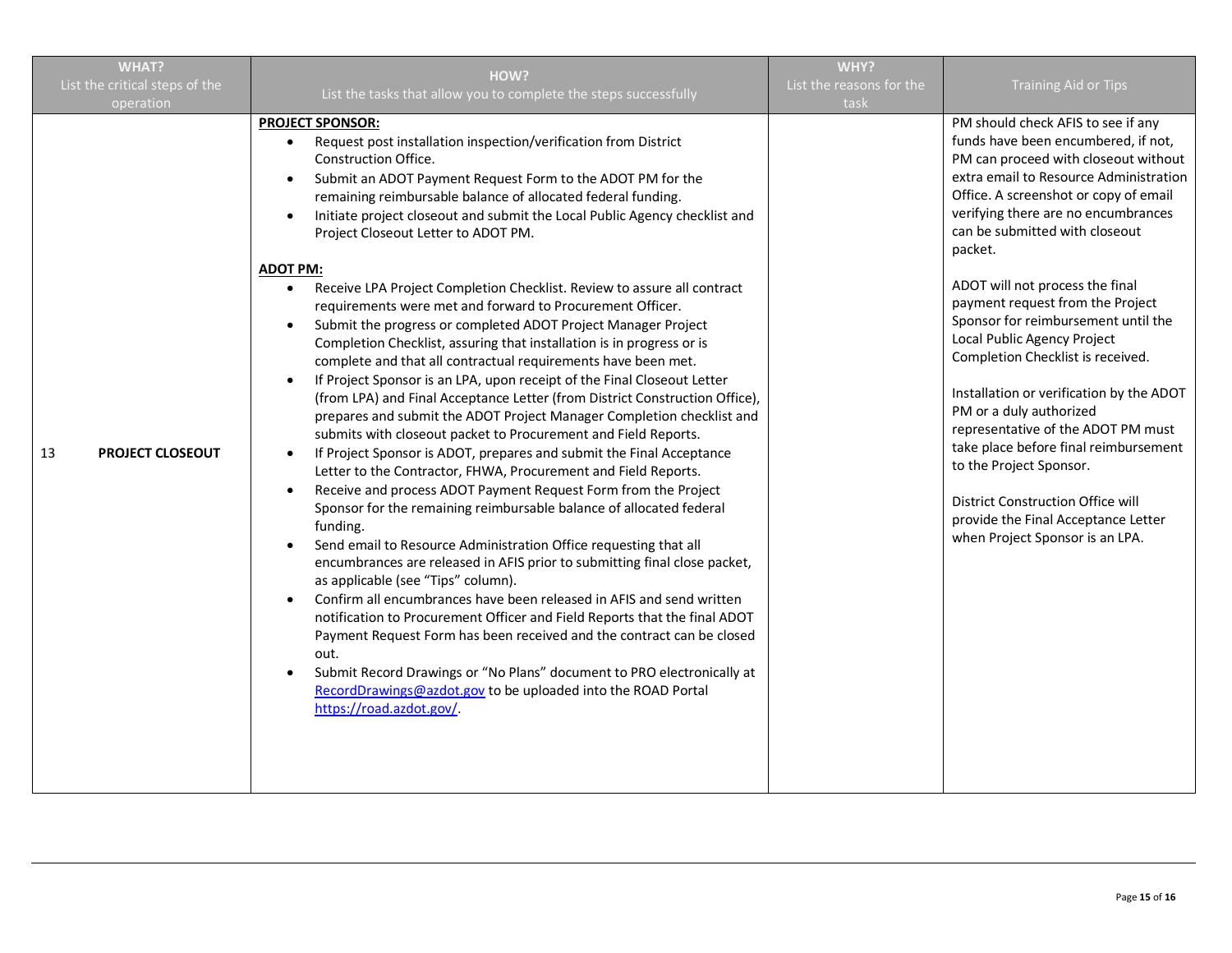| WHAT?<br>List the critical steps of the operation | HOW?<br>List the tasks that allow you to complete the steps successfully | WHY?<br>List the reasons for the task | Training Aid or Tips |
|---|---|---|---|
| 13 **PROJECT CLOSEOUT** | **PROJECT SPONSOR:**<br>• Request post installation inspection/verification from District Construction Office.<br>• Submit an ADOT Payment Request Form to the ADOT PM for the remaining reimbursable balance of allocated federal funding.<br>• Initiate project closeout and submit the Local Public Agency checklist and Project Closeout Letter to ADOT PM.<br><br>**ADOT PM:**<br>• Receive LPA Project Completion Checklist. Review to assure all contract requirements were met and forward to Procurement Officer.<br>• Submit the progress or completed ADOT Project Manager Project Completion Checklist, assuring that installation is in progress or is complete and that all contractual requirements have been met.<br>• If Project Sponsor is an LPA, upon receipt of the Final Closeout Letter (from LPA) and Final Acceptance Letter (from District Construction Office), prepares and submit the ADOT Project Manager Completion checklist and submits with closeout packet to Procurement and Field Reports.<br>• If Project Sponsor is ADOT, prepares and submit the Final Acceptance Letter to the Contractor, FHWA, Procurement and Field Reports.<br>• Receive and process ADOT Payment Request Form from the Project Sponsor for the remaining reimbursable balance of allocated federal funding.<br>• Send email to Resource Administration Office requesting that all encumbrances are released in AFIS prior to submitting final close packet, as applicable (see "Tips" column).<br>• Confirm all encumbrances have been released in AFIS and send written notification to Procurement Officer and Field Reports that the final ADOT Payment Request Form has been received and the contract can be closed out.<br>• Submit Record Drawings or "No Plans" document to PRO electronically at RecordDrawings@azdot.gov to be uploaded into the ROAD Portal https://road.azdot.gov/. | | PM should check AFIS to see if any funds have been encumbered, if not, PM can proceed with closeout without extra email to Resource Administration Office. A screenshot or copy of email verifying there are no encumbrances can be submitted with closeout packet.<br><br>ADOT will not process the final payment request from the Project Sponsor for reimbursement until the Local Public Agency Project Completion Checklist is received.<br><br>Installation or verification by the ADOT PM or a duly authorized representative of the ADOT PM must take place before final reimbursement to the Project Sponsor.<br><br>District Construction Office will provide the Final Acceptance Letter when Project Sponsor is an LPA. |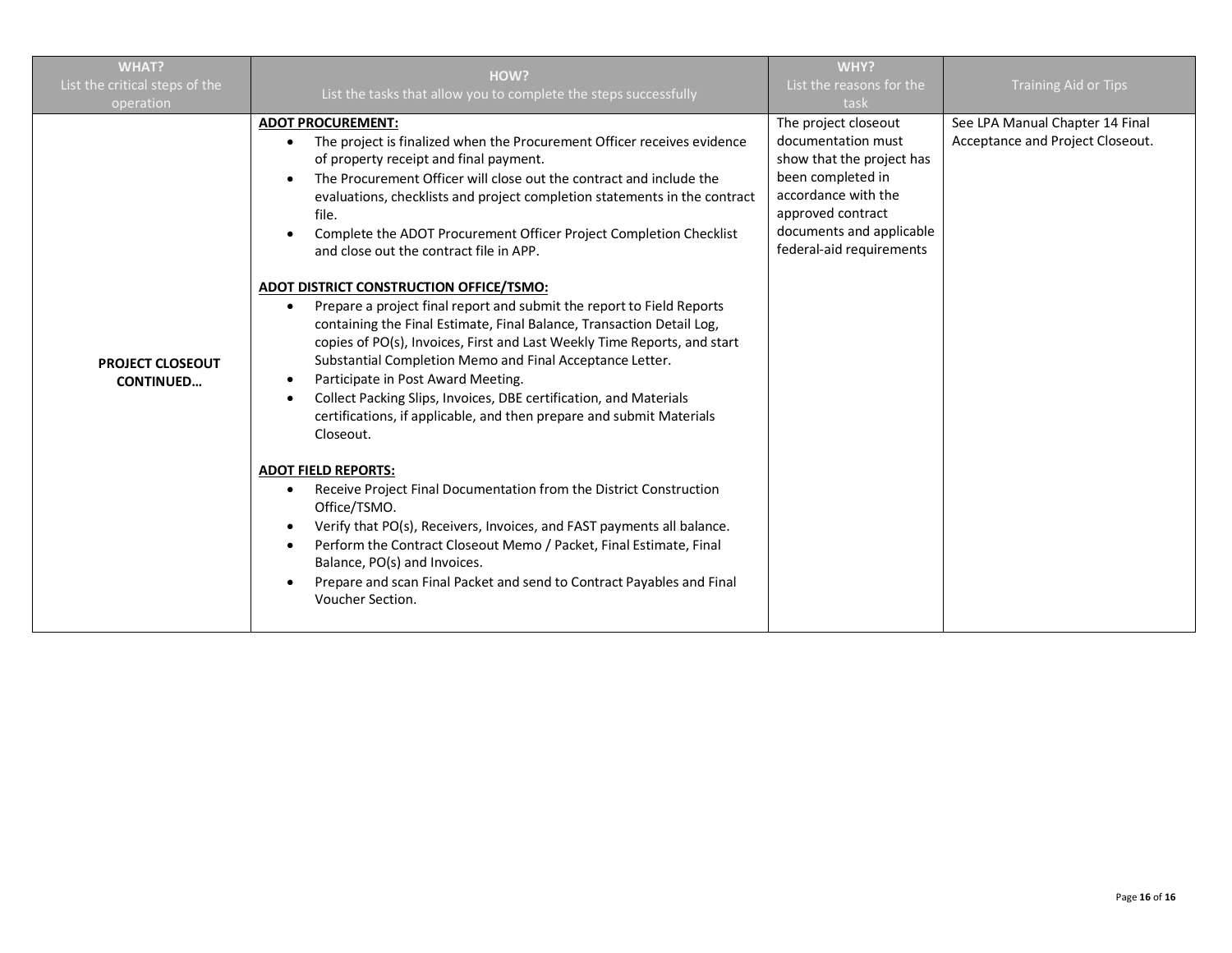| WHAT?<br>List the critical steps of the operation | HOW?<br>List the tasks that allow you to complete the steps successfully | WHY?<br>List the reasons for the task | Training Aid or Tips |
|---|---|---|---|
| **PROJECT CLOSEOUT CONTINUED…** | **ADOT PROCUREMENT:**<br>• The project is finalized when the Procurement Officer receives evidence of property receipt and final payment.<br>• The Procurement Officer will close out the contract and include the evaluations, checklists and project completion statements in the contract file.<br>• Complete the ADOT Procurement Officer Project Completion Checklist and close out the contract file in APP.<br><br>**ADOT DISTRICT CONSTRUCTION OFFICE/TSMO:**<br>• Prepare a project final report and submit the report to Field Reports containing the Final Estimate, Final Balance, Transaction Detail Log, copies of PO(s), Invoices, First and Last Weekly Time Reports, and start Substantial Completion Memo and Final Acceptance Letter.<br>• Participate in Post Award Meeting.<br>• Collect Packing Slips, Invoices, DBE certification, and Materials certifications, if applicable, and then prepare and submit Materials Closeout.<br><br>**ADOT FIELD REPORTS:**<br>• Receive Project Final Documentation from the District Construction Office/TSMO.<br>• Verify that PO(s), Receivers, Invoices, and FAST payments all balance.<br>• Perform the Contract Closeout Memo / Packet, Final Estimate, Final Balance, PO(s) and Invoices.<br>• Prepare and scan Final Packet and send to Contract Payables and Final Voucher Section. | The project closeout documentation must show that the project has been completed in accordance with the approved contract documents and applicable federal-aid requirements | See LPA Manual Chapter 14 Final Acceptance and Project Closeout. |